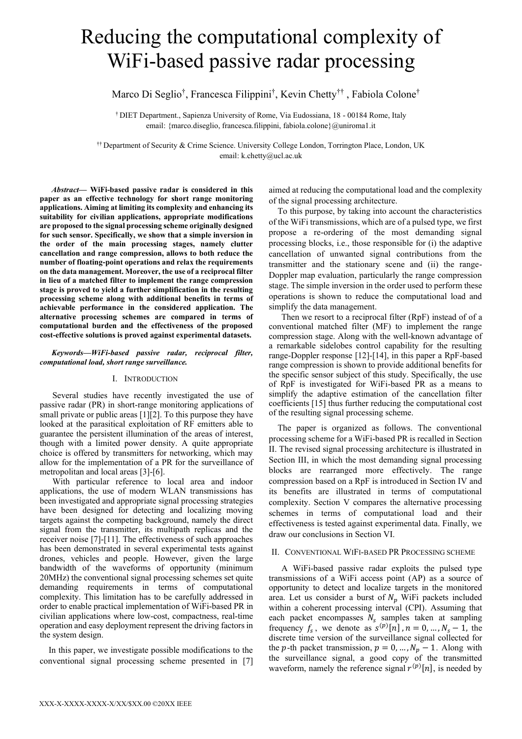# Reducing the computational complexity of WiFi-based passive radar processing

Marco Di Seglio[†], Francesca Filippini[†], Kevin Chetty[††], Fabiola Colone[†]

[†] DIET Department., Sapienza University of Rome, Via Eudossiana, 18 - 00184 Rome, Italy
email: {marco.diseglio, francesca.filippini, fabiola.colone}@uniroma1.it

[††] Department of Security & Crime Science. University College London, Torrington Place, London, UK
email: k.chetty@ucl.ac.uk

***Abstract*— WiFi-based passive radar is considered in this paper as an effective technology for short range monitoring applications. Aiming at limiting its complexity and enhancing its suitability for civilian applications, appropriate modifications are proposed to the signal processing scheme originally designed for such sensor. Specifically, we show that a simple inversion in the order of the main processing stages, namely clutter cancellation and range compression, allows to both reduce the number of floating-point operations and relax the requirements on the data management. Moreover, the use of a reciprocal filter in lieu of a matched filter to implement the range compression stage is proved to yield a further simplification in the resulting processing scheme along with additional benefits in terms of achievable performance in the considered application. The alternative processing schemes are compared in terms of computational burden and the effectiveness of the proposed cost-effective solutions is proved against experimental datasets.**

***Keywords—WiFi-based passive radar, reciprocal filter, computational load, short range surveillance.***

## I. Introduction

Several studies have recently investigated the use of passive radar (PR) in short-range monitoring applications of small private or public areas [1][2]. To this purpose they have looked at the parasitical exploitation of RF emitters able to guarantee the persistent illumination of the areas of interest, though with a limited power density. A quite appropriate choice is offered by transmitters for networking, which may allow for the implementation of a PR for the surveillance of metropolitan and local areas [3]-[6].

With particular reference to local area and indoor applications, the use of modern WLAN transmissions has been investigated and appropriate signal processing strategies have been designed for detecting and localizing moving targets against the competing background, namely the direct signal from the transmitter, its multipath replicas and the receiver noise [7]-[11]. The effectiveness of such approaches has been demonstrated in several experimental tests against drones, vehicles and people. However, given the large bandwidth of the waveforms of opportunity (minimum 20MHz) the conventional signal processing schemes set quite demanding requirements in terms of computational complexity. This limitation has to be carefully addressed in order to enable practical implementation of WiFi-based PR in civilian applications where low-cost, compactness, real-time operation and easy deployment represent the driving factors in the system design.

In this paper, we investigate possible modifications to the conventional signal processing scheme presented in [7] aimed at reducing the computational load and the complexity of the signal processing architecture.

To this purpose, by taking into account the characteristics of the WiFi transmissions, which are of a pulsed type, we first propose a re-ordering of the most demanding signal processing blocks, i.e., those responsible for (i) the adaptive cancellation of unwanted signal contributions from the transmitter and the stationary scene and (ii) the range-Doppler map evaluation, particularly the range compression stage. The simple inversion in the order used to perform these operations is shown to reduce the computational load and simplify the data management.

Then we resort to a reciprocal filter (RpF) instead of of a conventional matched filter (MF) to implement the range compression stage. Along with the well-known advantage of a remarkable sidelobes control capability for the resulting range-Doppler response [12]-[14], in this paper a RpF-based range compression is shown to provide additional benefits for the specific sensor subject of this study. Specifically, the use of RpF is investigated for WiFi-based PR as a means to simplify the adaptive estimation of the cancellation filter coefficients [15] thus further reducing the computational cost of the resulting signal processing scheme.

The paper is organized as follows. The conventional processing scheme for a WiFi-based PR is recalled in Section II. The revised signal processing architecture is illustrated in Section III, in which the most demanding signal processing blocks are rearranged more effectively. The range compression based on a RpF is introduced in Section IV and its benefits are illustrated in terms of computational complexity. Section V compares the alternative processing schemes in terms of computational load and their effectiveness is tested against experimental data. Finally, we draw our conclusions in Section VI.

## II. Conventional WiFi-based PR Processing scheme

A WiFi-based passive radar exploits the pulsed type transmissions of a WiFi access point (AP) as a source of opportunity to detect and localize targets in the monitored area. Let us consider a burst of $N_p$ WiFi packets included within a coherent processing interval (CPI). Assuming that each packet encompasses $N_s$ samples taken at sampling frequency $f_s$, we denote as $s^{(p)}[n], n = 0, \dots, N_s - 1$, the discrete time version of the surveillance signal collected for the $p$-th packet transmission, $p = 0, \dots, N_p - 1$. Along with the surveillance signal, a good copy of the transmitted waveform, namely the reference signal $r^{(p)}[n]$, is needed by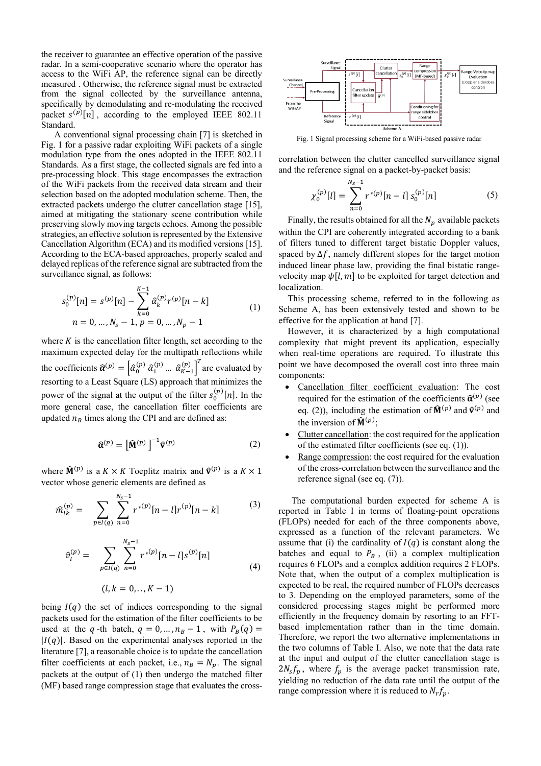the receiver to guarantee an effective operation of the passive radar. In a semi-cooperative scenario where the operator has access to the WiFi AP, the reference signal can be directly measured . Otherwise, the reference signal must be extracted from the signal collected by the surveillance antenna, specifically by demodulating and re-modulating the received packet $s^{(p)}[n]$, according to the employed IEEE 802.11 Standard.

A conventional signal processing chain [7] is sketched in Fig. 1 for a passive radar exploiting WiFi packets of a single modulation type from the ones adopted in the IEEE 802.11 Standards. As a first stage, the collected signals are fed into a pre-processing block. This stage encompasses the extraction of the WiFi packets from the received data stream and their selection based on the adopted modulation scheme. Then, the extracted packets undergo the clutter cancellation stage [15], aimed at mitigating the stationary scene contribution while preserving slowly moving targets echoes. Among the possible strategies, an effective solution is represented by the Extensive Cancellation Algorithm (ECA) and its modified versions [15]. According to the ECA-based approaches, properly scaled and delayed replicas of the reference signal are subtracted from the surveillance signal, as follows:

$$s_0^{(p)}[n] = s^{(p)}[n] - \sum_{k=0}^{K-1} \hat{\alpha}_k^{(p)} r^{(p)}[n-k] \quad (1)$$
$$n = 0, \ldots, N_s - 1, p = 0, \ldots, N_p - 1$$

where $K$ is the cancellation filter length, set according to the maximum expected delay for the multipath reflections while the coefficients $\hat{\boldsymbol{\alpha}}^{(p)} = \left[\hat{\alpha}_0^{(p)}\ \hat{\alpha}_1^{(p)} \ldots\ \hat{\alpha}_{K-1}^{(p)}\right]^T$ are evaluated by resorting to a Least Square (LS) approach that minimizes the power of the signal at the output of the filter $s_0^{(p)}[n]$. In the more general case, the cancellation filter coefficients are updated $n_B$ times along the CPI and are defined as:

$$\hat{\boldsymbol{\alpha}}^{(p)} = \left[\widehat{\mathbf{M}}^{(p)}\right]^{-1} \hat{\mathbf{v}}^{(p)} \quad (2)$$

where $\widehat{\mathbf{M}}^{(p)}$ is a $K \times K$ Toeplitz matrix and $\hat{\mathbf{v}}^{(p)}$ is a $K \times 1$ vector whose generic elements are defined as

$$\widehat{m}_{lk}^{(p)} = \sum_{p \in I(q)} \sum_{n=0}^{N_s-1} r^{*(p)}[n-l] r^{(p)}[n-k] \quad (3)$$

$$\hat{v}_l^{(p)} = \sum_{p \in I(q)} \sum_{n=0}^{N_s-1} r^{*(p)}[n-l] s^{(p)}[n] \quad (4)$$
$$(l, k = 0, .., K-1)$$

being $I(q)$ the set of indices corresponding to the signal packets used for the estimation of the filter coefficients to be used at the $q$-th batch, $q = 0, \ldots, n_B - 1$, with $P_B(q) = |I(q)|$. Based on the experimental analyses reported in the literature [7], a reasonable choice is to update the cancellation filter coefficients at each packet, i.e., $n_B = N_p$. The signal packets at the output of (1) then undergo the matched filter (MF) based range compression stage that evaluates the cross-correlation between the clutter cancelled surveillance signal and the reference signal on a packet-by-packet basis:

Fig. 1 Signal processing scheme for a WiFi-based passive radar

$$\chi_0^{(p)}[l] = \sum_{n=0}^{N_s-1} r^{*(p)}[n-l]\, s_0^{(p)}[n] \quad (5)$$

Finally, the results obtained for all the $N_p$ available packets within the CPI are coherently integrated according to a bank of filters tuned to different target bistatic Doppler values, spaced by $\Delta f$, namely different slopes for the target motion induced linear phase law, providing the final bistatic range-velocity map $\psi[l, m]$ to be exploited for target detection and localization.

This processing scheme, referred to in the following as Scheme A, has been extensively tested and shown to be effective for the application at hand [7].

However, it is characterized by a high computational complexity that might prevent its application, especially when real-time operations are required. To illustrate this point we have decomposed the overall cost into three main components:

- Cancellation filter coefficient evaluation: The cost required for the estimation of the coefficients $\hat{\boldsymbol{\alpha}}^{(p)}$ (see eq. (2)), including the estimation of $\widehat{\mathbf{M}}^{(p)}$ and $\hat{\mathbf{v}}^{(p)}$ and the inversion of $\widehat{\mathbf{M}}^{(p)}$;
- Clutter cancellation: the cost required for the application of the estimated filter coefficients (see eq. (1)).
- Range compression: the cost required for the evaluation of the cross-correlation between the surveillance and the reference signal (see eq. (7)).

The computational burden expected for scheme A is reported in Table I in terms of floating-point operations (FLOPs) needed for each of the three components above, expressed as a function of the relevant parameters. We assume that (i) the cardinality of $I(q)$ is constant along the batches and equal to $P_B$, (ii) a complex multiplication requires 6 FLOPs and a complex addition requires 2 FLOPs. Note that, when the output of a complex multiplication is expected to be real, the required number of FLOPs decreases to 3. Depending on the employed parameters, some of the considered processing stages might be performed more efficiently in the frequency domain by resorting to an FFT-based implementation rather than in the time domain. Therefore, we report the two alternative implementations in the two columns of Table I. Also, we note that the data rate at the input and output of the clutter cancellation stage is $2N_s f_p$, where $f_p$ is the average packet transmission rate, yielding no reduction of the data rate until the output of the range compression where it is reduced to $N_r f_p$.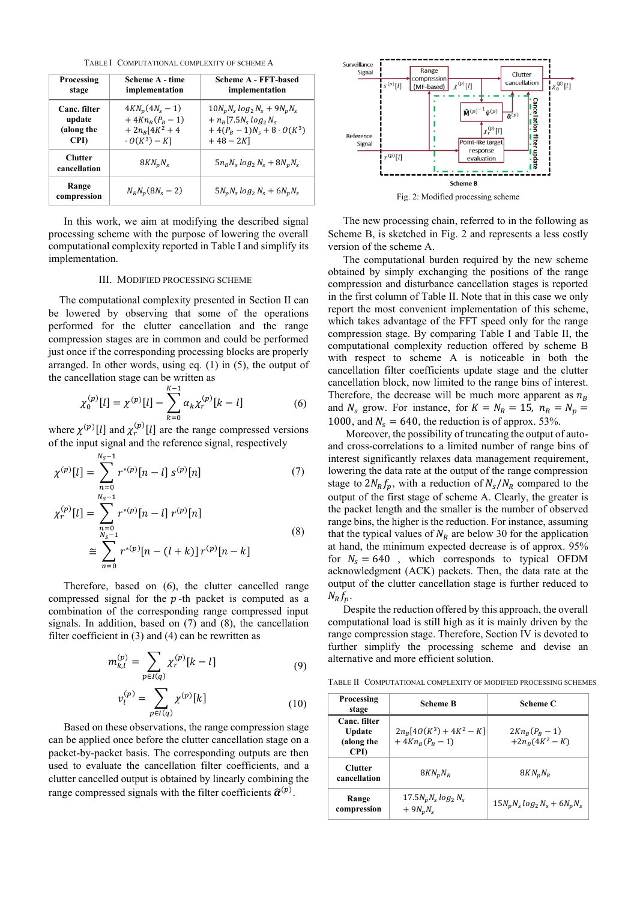TABLE I COMPUTATIONAL COMPLEXITY OF SCHEME A

| Processing stage | Scheme A - time implementation | Scheme A - FFT-based implementation |
|---|---|---|
| Canc. filter update (along the CPI) | $4KN_p(4N_s-1)$ $+4Kn_B(P_B-1)$ $+2n_B[4K^2+4\cdot O(K^3)-K]$ | $10N_pN_s\log_2 N_s+9N_pN_s$ $+n_B[7.5N_s\log_2 N_s$ $+4(P_B-1)N_s+8\cdot O(K^3)$ $+48-2K]$ |
| Clutter cancellation | $8KN_pN_s$ | $5n_BN_s\log_2 N_s+8N_pN_s$ |
| Range compression | $N_RN_p(8N_s-2)$ | $5N_pN_s\log_2 N_s+6N_pN_s$ |

In this work, we aim at modifying the described signal processing scheme with the purpose of lowering the overall computational complexity reported in Table I and simplify its implementation.

## III. MODIFIED PROCESSING SCHEME

The computational complexity presented in Section II can be lowered by observing that some of the operations performed for the clutter cancellation and the range compression stages are in common and could be performed just once if the corresponding processing blocks are properly arranged. In other words, using eq. (1) in (5), the output of the cancellation stage can be written as

$$\chi_0^{(p)}[l]=\chi^{(p)}[l]-\sum_{k=0}^{K-1}\alpha_k\chi_r^{(p)}[k-l] \tag{6}$$

where $\chi^{(p)}[l]$ and $\chi_r^{(p)}[l]$ are the range compressed versions of the input signal and the reference signal, respectively

$$\chi^{(p)}[l]=\sum_{n=0}^{N_s-1}r^{*(p)}[n-l]\,s^{(p)}[n] \tag{7}$$

$$\begin{aligned}\chi_r^{(p)}[l]&=\sum_{n=0}^{N_s-1}r^{*(p)}[n-l]\,r^{(p)}[n]\\&\cong\sum_{n=0}^{N_s-1}r^{*(p)}[n-(l+k)]\,r^{(p)}[n-k]\end{aligned} \tag{8}$$

Therefore, based on (6), the clutter cancelled range compressed signal for the $p$-th packet is computed as a combination of the corresponding range compressed input signals. In addition, based on (7) and (8), the cancellation filter coefficient in (3) and (4) can be rewritten as

$$m_{k,l}^{(p)}=\sum_{p\in I(q)}\chi_r^{(p)}[k-l] \tag{9}$$

$$v_l^{(p)}=\sum_{p\in I(q)}\chi^{(p)}[k] \tag{10}$$

Based on these observations, the range compression stage can be applied once before the clutter cancellation stage on a packet-by-packet basis. The corresponding outputs are then used to evaluate the cancellation filter coefficients, and a clutter cancelled output is obtained by linearly combining the range compressed signals with the filter coefficients $\hat{\boldsymbol{\alpha}}^{(p)}$.

Fig. 2: Modified processing scheme

The new processing chain, referred to in the following as Scheme B, is sketched in Fig. 2 and represents a less costly version of the scheme A.

The computational burden required by the new scheme obtained by simply exchanging the positions of the range compression and disturbance cancellation stages is reported in the first column of Table II. Note that in this case we only report the most convenient implementation of this scheme, which takes advantage of the FFT speed only for the range compression stage. By comparing Table I and Table II, the computational complexity reduction offered by scheme B with respect to scheme A is noticeable in both the cancellation filter coefficients update stage and the clutter cancellation block, now limited to the range bins of interest. Therefore, the decrease will be much more apparent as $n_B$ and $N_s$ grow. For instance, for $K=N_R=15$, $n_B=N_p=1000$, and $N_s=640$, the reduction is of approx. 53%.

Moreover, the possibility of truncating the output of auto- and cross-correlations to a limited number of range bins of interest significantly relaxes data management requirement, lowering the data rate at the output of the range compression stage to $2N_Rf_p$, with a reduction of $N_s/N_R$ compared to the output of the first stage of scheme A. Clearly, the greater is the packet length and the smaller is the number of observed range bins, the higher is the reduction. For instance, assuming that the typical values of $N_R$ are below 30 for the application at hand, the minimum expected decrease is of approx. 95% for $N_s=640$ , which corresponds to typical OFDM acknowledgment (ACK) packets. Then, the data rate at the output of the clutter cancellation stage is further reduced to $N_Rf_p$.

Despite the reduction offered by this approach, the overall computational load is still high as it is mainly driven by the range compression stage. Therefore, Section IV is devoted to further simplify the processing scheme and devise an alternative and more efficient solution.

TABLE II COMPUTATIONAL COMPLEXITY OF MODIFIED PROCESSING SCHEMES

| Processing stage | Scheme B | Scheme C |
|---|---|---|
| Canc. filter Update (along the CPI) | $2n_B[40(K^3)+4K^2-K]$ $+4Kn_B(P_B-1)$ | $2Kn_B(P_B-1)$ $+2n_B(4K^2-K)$ |
| Clutter cancellation | $8KN_pN_R$ | $8KN_pN_R$ |
| Range compression | $17.5N_pN_s\log_2 N_s$ $+9N_pN_s$ | $15N_pN_s\log_2 N_s+6N_pN_s$ |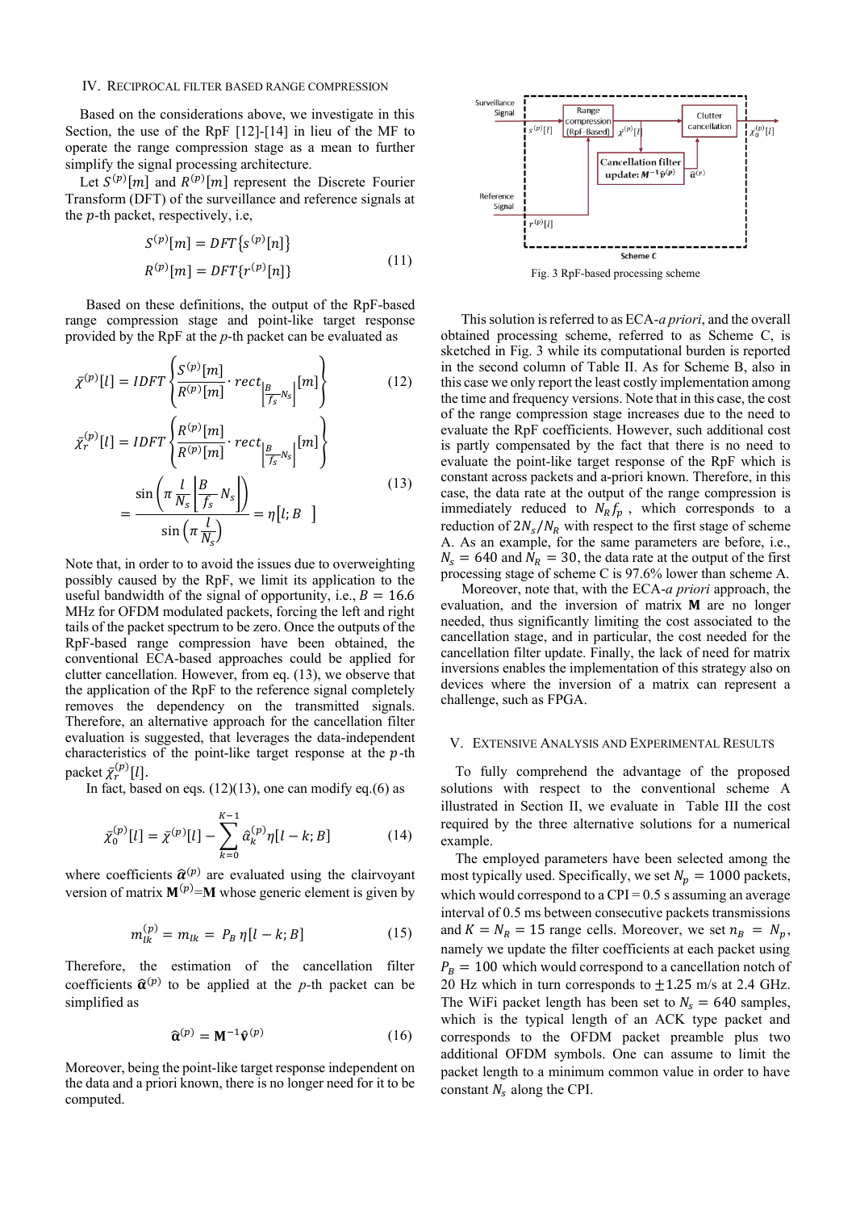## IV. Reciprocal Filter Based Range Compression

Based on the considerations above, we investigate in this Section, the use of the RpF [12]-[14] in lieu of the MF to operate the range compression stage as a mean to further simplify the signal processing architecture.

Let $S^{(p)}[m]$ and $R^{(p)}[m]$ represent the Discrete Fourier Transform (DFT) of the surveillance and reference signals at the $p$-th packet, respectively, i.e,

$$S^{(p)}[m] = DFT\{s^{(p)}[n]\}$$
$$R^{(p)}[m] = DFT\{r^{(p)}[n]\} \tag{11}$$

Based on these definitions, the output of the RpF-based range compression stage and point-like target response provided by the RpF at the $p$-th packet can be evaluated as

$$\bar{\chi}^{(p)}[l] = IDFT\left\{\frac{S^{(p)}[m]}{R^{(p)}[m]} \cdot rect_{\left\lfloor \frac{B}{f_s} N_s \right\rfloor}[m]\right\} \tag{12}$$

$$\bar{\chi}_r^{(p)}[l] = IDFT\left\{\frac{R^{(p)}[m]}{R^{(p)}[m]} \cdot rect_{\left\lfloor \frac{B}{f_s} N_s \right\rfloor}[m]\right\}$$
$$= \frac{\sin\left(\pi \frac{l}{N_s}\left\lfloor \frac{B}{f_s} N_s \right\rfloor\right)}{\sin\left(\pi \frac{l}{N_s}\right)} = \eta[l;B] \tag{13}$$

Note that, in order to to avoid the issues due to overweighting possibly caused by the RpF, we limit its application to the useful bandwidth of the signal of opportunity, i.e., $B = 16.6$ MHz for OFDM modulated packets, forcing the left and right tails of the packet spectrum to be zero. Once the outputs of the RpF-based range compression have been obtained, the conventional ECA-based approaches could be applied for clutter cancellation. However, from eq. (13), we observe that the application of the RpF to the reference signal completely removes the dependency on the transmitted signals. Therefore, an alternative approach for the cancellation filter evaluation is suggested, that leverages the data-independent characteristics of the point-like target response at the $p$-th packet $\bar{\chi}_r^{(p)}[l]$.

In fact, based on eqs. (12)(13), one can modify eq.(6) as

$$\bar{\chi}_0^{(p)}[l] = \bar{\chi}^{(p)}[l] - \sum_{k=0}^{K-1} \hat{\alpha}_k^{(p)} \eta[l-k;B] \tag{14}$$

where coefficients $\widehat{\boldsymbol{\alpha}}^{(p)}$ are evaluated using the clairvoyant version of matrix $\mathbf{M}^{(p)}$=$\mathbf{M}$ whose generic element is given by

$$m_{lk}^{(p)} = m_{lk} = P_B \, \eta[l-k;B] \tag{15}$$

Therefore, the estimation of the cancellation filter coefficients $\widehat{\boldsymbol{\alpha}}^{(p)}$ to be applied at the $p$-th packet can be simplified as

$$\widehat{\boldsymbol{\alpha}}^{(p)} = \mathbf{M}^{-1}\widehat{\mathbf{v}}^{(p)} \tag{16}$$

Moreover, being the point-like target response independent on the data and a priori known, there is no longer need for it to be computed.

Fig. 3 RpF-based processing scheme

This solution is referred to as ECA-*a priori*, and the overall obtained processing scheme, referred to as Scheme C, is sketched in Fig. 3 while its computational burden is reported in the second column of Table II. As for Scheme B, also in this case we only report the least costly implementation among the time and frequency versions. Note that in this case, the cost of the range compression stage increases due to the need to evaluate the RpF coefficients. However, such additional cost is partly compensated by the fact that there is no need to evaluate the point-like target response of the RpF which is constant across packets and a-priori known. Therefore, in this case, the data rate at the output of the range compression is immediately reduced to $N_R f_p$, which corresponds to a reduction of $2N_s/N_R$ with respect to the first stage of scheme A. As an example, for the same parameters as before, i.e., $N_s = 640$ and $N_R = 30$, the data rate at the output of the first processing stage of scheme C is 97.6% lower than scheme A.

Moreover, note that, with the ECA-*a priori* approach, the evaluation, and the inversion of matrix $\mathbf{M}$ are no longer needed, thus significantly limiting the cost associated to the cancellation stage, and in particular, the cost needed for the cancellation filter update. Finally, the lack of need for matrix inversions enables the implementation of this strategy also on devices where the inversion of a matrix can represent a challenge, such as FPGA.

## V. Extensive Analysis and Experimental Results

To fully comprehend the advantage of the proposed solutions with respect to the conventional scheme A illustrated in Section II, we evaluate in Table III the cost required by the three alternative solutions for a numerical example.

The employed parameters have been selected among the most typically used. Specifically, we set $N_p = 1000$ packets, which would correspond to a CPI = 0.5 s assuming an average interval of 0.5 ms between consecutive packets transmissions and $K = N_R = 15$ range cells. Moreover, we set $n_B = N_p$, namely we update the filter coefficients at each packet using $P_B = 100$ which would correspond to a cancellation notch of 20 Hz which in turn corresponds to $\pm 1.25$ m/s at 2.4 GHz. The WiFi packet length has been set to $N_s = 640$ samples, which is the typical length of an ACK type packet and corresponds to the OFDM packet preamble plus two additional OFDM symbols. One can assume to limit the packet length to a minimum common value in order to have constant $N_s$ along the CPI.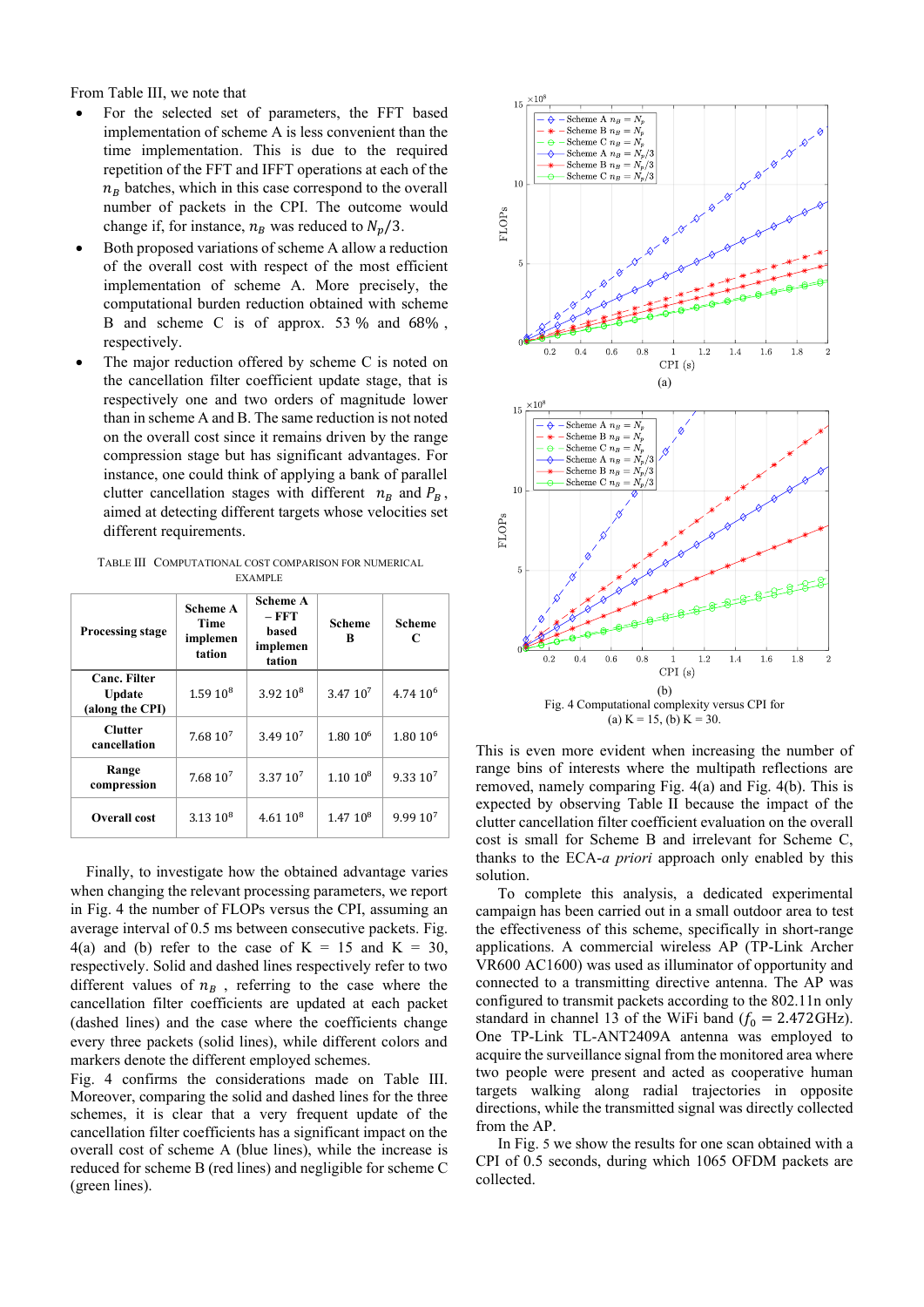From Table III, we note that

- For the selected set of parameters, the FFT based implementation of scheme A is less convenient than the time implementation. This is due to the required repetition of the FFT and IFFT operations at each of the $n_B$ batches, which in this case correspond to the overall number of packets in the CPI. The outcome would change if, for instance, $n_B$ was reduced to $N_p/3$.
- Both proposed variations of scheme A allow a reduction of the overall cost with respect of the most efficient implementation of scheme A. More precisely, the computational burden reduction obtained with scheme B and scheme C is of approx. 53 % and 68% , respectively.
- The major reduction offered by scheme C is noted on the cancellation filter coefficient update stage, that is respectively one and two orders of magnitude lower than in scheme A and B. The same reduction is not noted on the overall cost since it remains driven by the range compression stage but has significant advantages. For instance, one could think of applying a bank of parallel clutter cancellation stages with different $n_B$ and $P_B$, aimed at detecting different targets whose velocities set different requirements.

TABLE III COMPUTATIONAL COST COMPARISON FOR NUMERICAL EXAMPLE

| Processing stage | Scheme A Time implementation | Scheme A – FFT based implementation | Scheme B | Scheme C |
|---|---|---|---|---|
| Canc. Filter Update (along the CPI) | $1.59\ 10^8$ | $3.92\ 10^8$ | $3.47\ 10^7$ | $4.74\ 10^6$ |
| Clutter cancellation | $7.68\ 10^7$ | $3.49\ 10^7$ | $1.80\ 10^6$ | $1.80\ 10^6$ |
| Range compression | $7.68\ 10^7$ | $3.37\ 10^7$ | $1.10\ 10^8$ | $9.33\ 10^7$ |
| Overall cost | $3.13\ 10^8$ | $4.61\ 10^8$ | $1.47\ 10^8$ | $9.99\ 10^7$ |

Finally, to investigate how the obtained advantage varies when changing the relevant processing parameters, we report in Fig. 4 the number of FLOPs versus the CPI, assuming an average interval of 0.5 ms between consecutive packets. Fig. 4(a) and (b) refer to the case of K = 15 and K = 30, respectively. Solid and dashed lines respectively refer to two different values of $n_B$, referring to the case where the cancellation filter coefficients are updated at each packet (dashed lines) and the case where the coefficients change every three packets (solid lines), while different colors and markers denote the different employed schemes.

Fig. 4 confirms the considerations made on Table III. Moreover, comparing the solid and dashed lines for the three schemes, it is clear that a very frequent update of the cancellation filter coefficients has a significant impact on the overall cost of scheme A (blue lines), while the increase is reduced for scheme B (red lines) and negligible for scheme C (green lines).

Fig. 4 Computational complexity versus CPI for (a) K = 15, (b) K = 30.

This is even more evident when increasing the number of range bins of interests where the multipath reflections are removed, namely comparing Fig. 4(a) and Fig. 4(b). This is expected by observing Table II because the impact of the clutter cancellation filter coefficient evaluation on the overall cost is small for Scheme B and irrelevant for Scheme C, thanks to the ECA-*a priori* approach only enabled by this solution.

To complete this analysis, a dedicated experimental campaign has been carried out in a small outdoor area to test the effectiveness of this scheme, specifically in short-range applications. A commercial wireless AP (TP-Link Archer VR600 AC1600) was used as illuminator of opportunity and connected to a transmitting directive antenna. The AP was configured to transmit packets according to the 802.11n only standard in channel 13 of the WiFi band ($f_0 = 2.472$GHz). One TP-Link TL-ANT2409A antenna was employed to acquire the surveillance signal from the monitored area where two people were present and acted as cooperative human targets walking along radial trajectories in opposite directions, while the transmitted signal was directly collected from the AP.

In Fig. 5 we show the results for one scan obtained with a CPI of 0.5 seconds, during which 1065 OFDM packets are collected.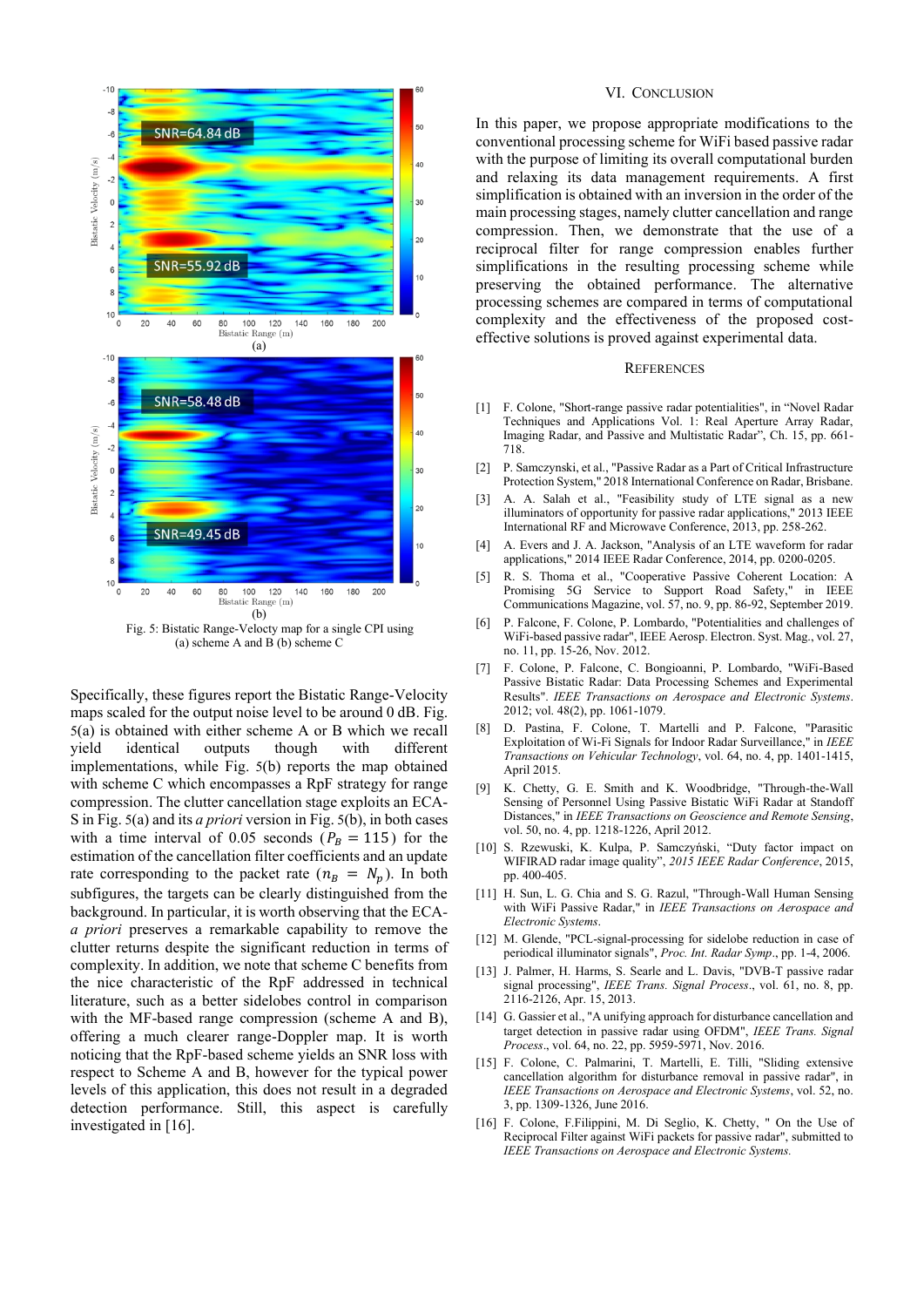SNR=64.84 dB

SNR=55.92 dB

Bistatic Velocity (m/s)

Bistatic Range (m)

(a)

SNR=58.48 dB

SNR=49.45 dB

Bistatic Velocity (m/s)

Bistatic Range (m)

(b)

Fig. 5: Bistatic Range-Velocity map for a single CPI using (a) scheme A and B (b) scheme C

Specifically, these figures report the Bistatic Range-Velocity maps scaled for the output noise level to be around 0 dB. Fig. 5(a) is obtained with either scheme A or B which we recall yield identical outputs though with different implementations, while Fig. 5(b) reports the map obtained with scheme C which encompasses a RpF strategy for range compression. The clutter cancellation stage exploits an ECA-S in Fig. 5(a) and its *a priori* version in Fig. 5(b), in both cases with a time interval of 0.05 seconds ($P_B = 115$) for the estimation of the cancellation filter coefficients and an update rate corresponding to the packet rate ($n_B = N_p$). In both subfigures, the targets can be clearly distinguished from the background. In particular, it is worth observing that the ECA-*a priori* preserves a remarkable capability to remove the clutter returns despite the significant reduction in terms of complexity. In addition, we note that scheme C benefits from the nice characteristic of the RpF addressed in technical literature, such as a better sidelobes control in comparison with the MF-based range compression (scheme A and B), offering a much clearer range-Doppler map. It is worth noticing that the RpF-based scheme yields an SNR loss with respect to Scheme A and B, however for the typical power levels of this application, this does not result in a degraded detection performance. Still, this aspect is carefully investigated in [16].

## VI. Conclusion

In this paper, we propose appropriate modifications to the conventional processing scheme for WiFi based passive radar with the purpose of limiting its overall computational burden and relaxing its data management requirements. A first simplification is obtained with an inversion in the order of the main processing stages, namely clutter cancellation and range compression. Then, we demonstrate that the use of a reciprocal filter for range compression enables further simplifications in the resulting processing scheme while preserving the obtained performance. The alternative processing schemes are compared in terms of computational complexity and the effectiveness of the proposed cost-effective solutions is proved against experimental data.

## References

[1] F. Colone, "Short-range passive radar potentialities", in "Novel Radar Techniques and Applications Vol. 1: Real Aperture Array Radar, Imaging Radar, and Passive and Multistatic Radar", Ch. 15, pp. 661-718.

[2] P. Samczynski, et al., "Passive Radar as a Part of Critical Infrastructure Protection System," 2018 International Conference on Radar, Brisbane.

[3] A. A. Salah et al., "Feasibility study of LTE signal as a new illuminators of opportunity for passive radar applications," 2013 IEEE International RF and Microwave Conference, 2013, pp. 258-262.

[4] A. Evers and J. A. Jackson, "Analysis of an LTE waveform for radar applications," 2014 IEEE Radar Conference, 2014, pp. 0200-0205.

[5] R. S. Thoma et al., "Cooperative Passive Coherent Location: A Promising 5G Service to Support Road Safety," in IEEE Communications Magazine, vol. 57, no. 9, pp. 86-92, September 2019.

[6] P. Falcone, F. Colone, P. Lombardo, "Potentialities and challenges of WiFi-based passive radar", IEEE Aerosp. Electron. Syst. Mag., vol. 27, no. 11, pp. 15-26, Nov. 2012.

[7] F. Colone, P. Falcone, C. Bongioanni, P. Lombardo, "WiFi-Based Passive Bistatic Radar: Data Processing Schemes and Experimental Results". *IEEE Transactions on Aerospace and Electronic Systems*. 2012; vol. 48(2), pp. 1061-1079.

[8] D. Pastina, F. Colone, T. Martelli and P. Falcone, "Parasitic Exploitation of Wi-Fi Signals for Indoor Radar Surveillance," in *IEEE Transactions on Vehicular Technology*, vol. 64, no. 4, pp. 1401-1415, April 2015.

[9] K. Chetty, G. E. Smith and K. Woodbridge, "Through-the-Wall Sensing of Personnel Using Passive Bistatic WiFi Radar at Standoff Distances," in *IEEE Transactions on Geoscience and Remote Sensing*, vol. 50, no. 4, pp. 1218-1226, April 2012.

[10] S. Rzewuski, K. Kulpa, P. Samczyński, "Duty factor impact on WIFIRAD radar image quality", *2015 IEEE Radar Conference*, 2015, pp. 400-405.

[11] H. Sun, L. G. Chia and S. G. Razul, "Through-Wall Human Sensing with WiFi Passive Radar," in *IEEE Transactions on Aerospace and Electronic Systems*.

[12] M. Glende, "PCL-signal-processing for sidelobe reduction in case of periodical illuminator signals", *Proc. Int. Radar Symp*., pp. 1-4, 2006.

[13] J. Palmer, H. Harms, S. Searle and L. Davis, "DVB-T passive radar signal processing", *IEEE Trans. Signal Process*., vol. 61, no. 8, pp. 2116-2126, Apr. 15, 2013.

[14] G. Gassier et al., "A unifying approach for disturbance cancellation and target detection in passive radar using OFDM", *IEEE Trans. Signal Process*., vol. 64, no. 22, pp. 5959-5971, Nov. 2016.

[15] F. Colone, C. Palmarini, T. Martelli, E. Tilli, "Sliding extensive cancellation algorithm for disturbance removal in passive radar", in *IEEE Transactions on Aerospace and Electronic Systems*, vol. 52, no. 3, pp. 1309-1326, June 2016.

[16] F. Colone, F.Filippini, M. Di Seglio, K. Chetty, " On the Use of Reciprocal Filter against WiFi packets for passive radar", submitted to *IEEE Transactions on Aerospace and Electronic Systems.*